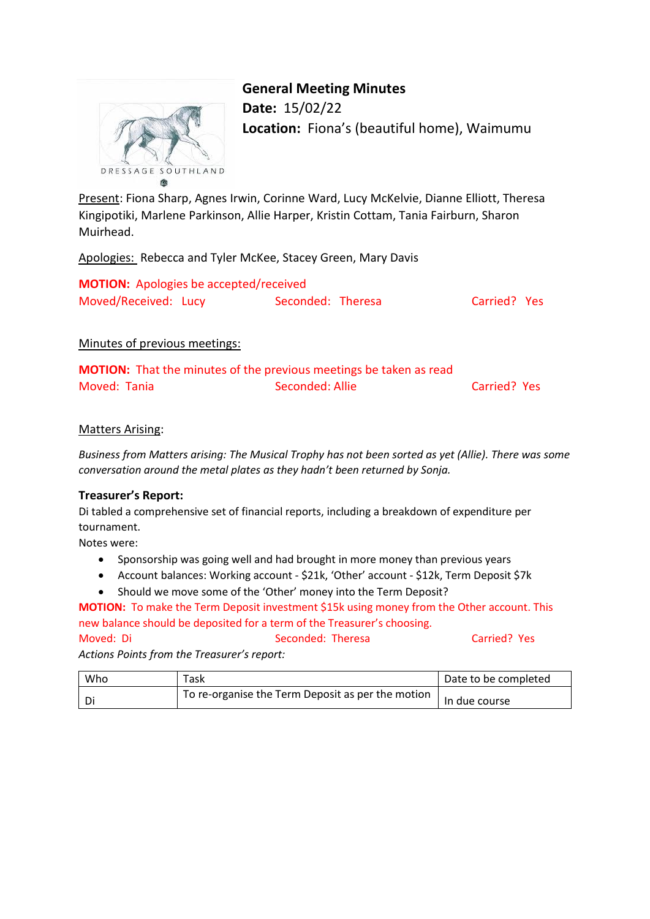DRESSAGE SOUTHLAND

# General Meeting Minutes

**Date:** 15/02/22

**Location:** Fiona's (beautiful home), Waimumu

Present: Fiona Sharp, Agnes Irwin, Corinne Ward, Lucy McKelvie, Dianne Elliott, Theresa Kingipotiki, Marlene Parkinson, Allie Harper, Kristin Cottam, Tania Fairburn, Sharon Muirhead.

Apologies: Rebecca and Tyler McKee, Stacey Green, Mary Davis

**MOTION:** Apologies be accepted/received

Moved/Received: Lucy Seconded: Theresa Carried? Yes

Minutes of previous meetings:

**MOTION:** That the minutes of the previous meetings be taken as read

Moved: Tania Seconded: Allie Carried? Yes

Matters Arising:

*Business from Matters arising: The Musical Trophy has not been sorted as yet (Allie). There was some conversation around the metal plates as they hadn't been returned by Sonja.*

**Treasurer's Report:**

Di tabled a comprehensive set of financial reports, including a breakdown of expenditure per tournament.

Notes were:

- Sponsorship was going well and had brought in more money than previous years
- Account balances: Working account - $21k, 'Other' account - $12k, Term Deposit $7k
- Should we move some of the 'Other' money into the Term Deposit?

**MOTION:** To make the Term Deposit investment $15k using money from the Other account. This new balance should be deposited for a term of the Treasurer's choosing.

Moved: Di Seconded: Theresa Carried? Yes

*Actions Points from the Treasurer's report:*

| Who | Task | Date to be completed |
| --- | --- | --- |
| Di | To re-organise the Term Deposit as per the motion | In due course |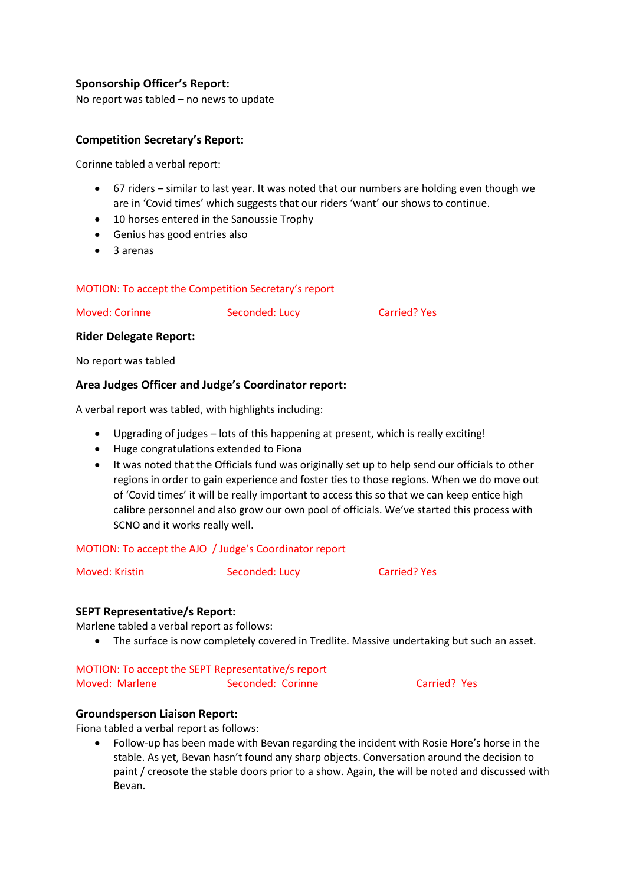**Sponsorship Officer's Report:**
No report was tabled – no news to update

**Competition Secretary's Report:**

Corinne tabled a verbal report:

- 67 riders – similar to last year. It was noted that our numbers are holding even though we are in 'Covid times' which suggests that our riders 'want' our shows to continue.
- 10 horses entered in the Sanoussie Trophy
- Genius has good entries also
- 3 arenas

MOTION: To accept the Competition Secretary's report

Moved: Corinne    Seconded: Lucy    Carried? Yes

**Rider Delegate Report:**

No report was tabled

**Area Judges Officer and Judge's Coordinator report:**

A verbal report was tabled, with highlights including:

- Upgrading of judges – lots of this happening at present, which is really exciting!
- Huge congratulations extended to Fiona
- It was noted that the Officials fund was originally set up to help send our officials to other regions in order to gain experience and foster ties to those regions. When we do move out of 'Covid times' it will be really important to access this so that we can keep entice high calibre personnel and also grow our own pool of officials. We've started this process with SCNO and it works really well.

MOTION: To accept the AJO / Judge's Coordinator report

Moved: Kristin    Seconded: Lucy    Carried? Yes

**SEPT Representative/s Report:**
Marlene tabled a verbal report as follows:

- The surface is now completely covered in Tredlite. Massive undertaking but such an asset.

MOTION: To accept the SEPT Representative/s report
Moved: Marlene    Seconded: Corinne    Carried? Yes

**Groundsperson Liaison Report:**
Fiona tabled a verbal report as follows:

- Follow-up has been made with Bevan regarding the incident with Rosie Hore's horse in the stable. As yet, Bevan hasn't found any sharp objects. Conversation around the decision to paint / creosote the stable doors prior to a show. Again, the will be noted and discussed with Bevan.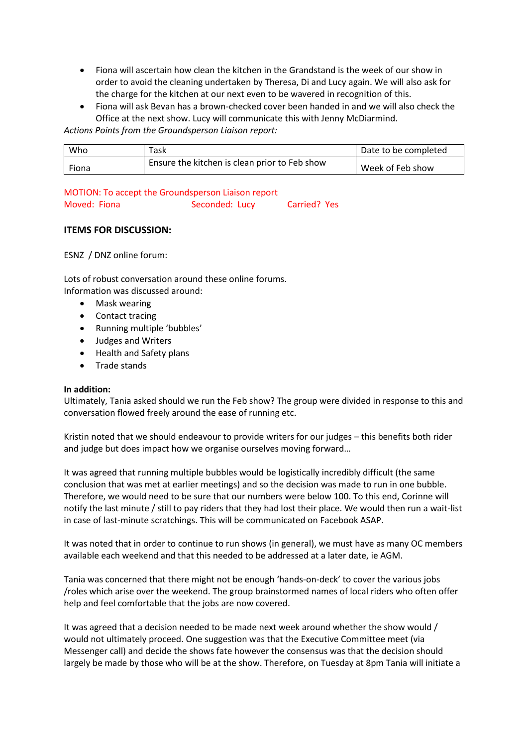- Fiona will ascertain how clean the kitchen in the Grandstand is the week of our show in order to avoid the cleaning undertaken by Theresa, Di and Lucy again. We will also ask for the charge for the kitchen at our next even to be wavered in recognition of this.
- Fiona will ask Bevan has a brown-checked cover been handed in and we will also check the Office at the next show. Lucy will communicate this with Jenny McDiarmind.

*Actions Points from the Groundsperson Liaison report:*

| Who | Task | Date to be completed |
|---|---|---|
| Fiona | Ensure the kitchen is clean prior to Feb show | Week of Feb show |

MOTION: To accept the Groundsperson Liaison report
Moved: Fiona Seconded: Lucy Carried? Yes

**ITEMS FOR DISCUSSION:**

ESNZ / DNZ online forum:

Lots of robust conversation around these online forums.
Information was discussed around:

- Mask wearing
- Contact tracing
- Running multiple 'bubbles'
- Judges and Writers
- Health and Safety plans
- Trade stands

**In addition:**
Ultimately, Tania asked should we run the Feb show? The group were divided in response to this and conversation flowed freely around the ease of running etc.

Kristin noted that we should endeavour to provide writers for our judges – this benefits both rider and judge but does impact how we organise ourselves moving forward…

It was agreed that running multiple bubbles would be logistically incredibly difficult (the same conclusion that was met at earlier meetings) and so the decision was made to run in one bubble. Therefore, we would need to be sure that our numbers were below 100. To this end, Corinne will notify the last minute / still to pay riders that they had lost their place. We would then run a wait-list in case of last-minute scratchings. This will be communicated on Facebook ASAP.

It was noted that in order to continue to run shows (in general), we must have as many OC members available each weekend and that this needed to be addressed at a later date, ie AGM.

Tania was concerned that there might not be enough 'hands-on-deck' to cover the various jobs /roles which arise over the weekend. The group brainstormed names of local riders who often offer help and feel comfortable that the jobs are now covered.

It was agreed that a decision needed to be made next week around whether the show would / would not ultimately proceed. One suggestion was that the Executive Committee meet (via Messenger call) and decide the shows fate however the consensus was that the decision should largely be made by those who will be at the show. Therefore, on Tuesday at 8pm Tania will initiate a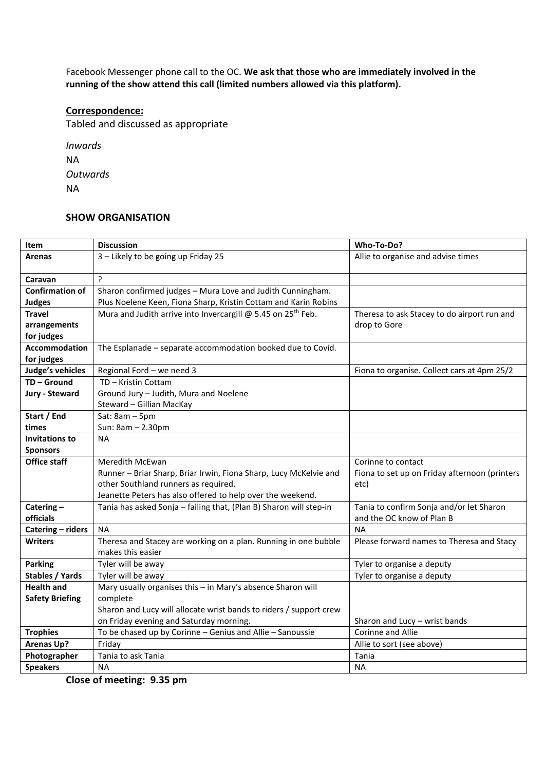Facebook Messenger phone call to the OC. **We ask that those who are immediately involved in the running of the show attend this call (limited numbers allowed via this platform).**

## Correspondence:

Tabled and discussed as appropriate

*Inwards*

NA

*Outwards*

NA

### SHOW ORGANISATION

| Item | Discussion | Who-To-Do? |
|---|---|---|
| **Arenas** | 3 – Likely to be going up Friday 25 | Allie to organise and advise times |
| **Caravan** | ? | |
| **Confirmation of Judges** | Sharon confirmed judges – Mura Love and Judith Cunningham. Plus Noelene Keen, Fiona Sharp, Kristin Cottam and Karin Robins | |
| **Travel arrangements for judges** | Mura and Judith arrive into Invercargill @ 5.45 on 25th Feb. | Theresa to ask Stacey to do airport run and drop to Gore |
| **Accommodation for judges** | The Esplanade – separate accommodation booked due to Covid. | |
| **Judge's vehicles** | Regional Ford – we need 3 | Fiona to organise. Collect cars at 4pm 25/2 |
| **TD – Ground Jury - Steward** | TD – Kristin Cottam<br>Ground Jury – Judith, Mura and Noelene<br>Steward – Gillian MacKay | |
| **Start / End times** | Sat: 8am – 5pm<br>Sun: 8am – 2.30pm | |
| **Invitations to Sponsors** | NA | |
| **Office staff** | Meredith McEwan<br>Runner – Briar Sharp, Briar Irwin, Fiona Sharp, Lucy McKelvie and other Southland runners as required.<br>Jeanette Peters has also offered to help over the weekend. | Corinne to contact<br>Fiona to set up on Friday afternoon (printers etc) |
| **Catering – officials** | Tania has asked Sonja – failing that, (Plan B) Sharon will step-in | Tania to confirm Sonja and/or let Sharon and the OC know of Plan B |
| **Catering – riders** | NA | NA |
| **Writers** | Theresa and Stacey are working on a plan. Running in one bubble makes this easier | Please forward names to Theresa and Stacy |
| **Parking** | Tyler will be away | Tyler to organise a deputy |
| **Stables / Yards** | Tyler will be away | Tyler to organise a deputy |
| **Health and Safety Briefing** | Mary usually organises this – in Mary's absence Sharon will complete<br>Sharon and Lucy will allocate wrist bands to riders / support crew on Friday evening and Saturday morning. | Sharon and Lucy – wrist bands |
| **Trophies** | To be chased up by Corinne – Genius and Allie – Sanoussie | Corinne and Allie |
| **Arenas Up?** | Friday | Allie to sort (see above) |
| **Photographer** | Tania to ask Tania | Tania |
| **Speakers** | NA | NA |

**Close of meeting: 9.35 pm**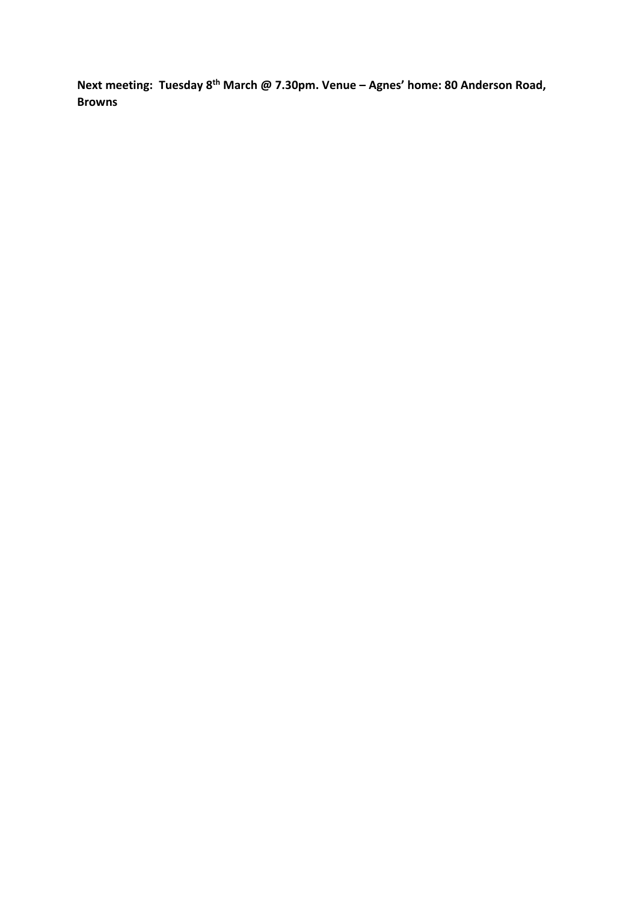**Next meeting: Tuesday 8th March @ 7.30pm. Venue – Agnes' home: 80 Anderson Road, Browns**